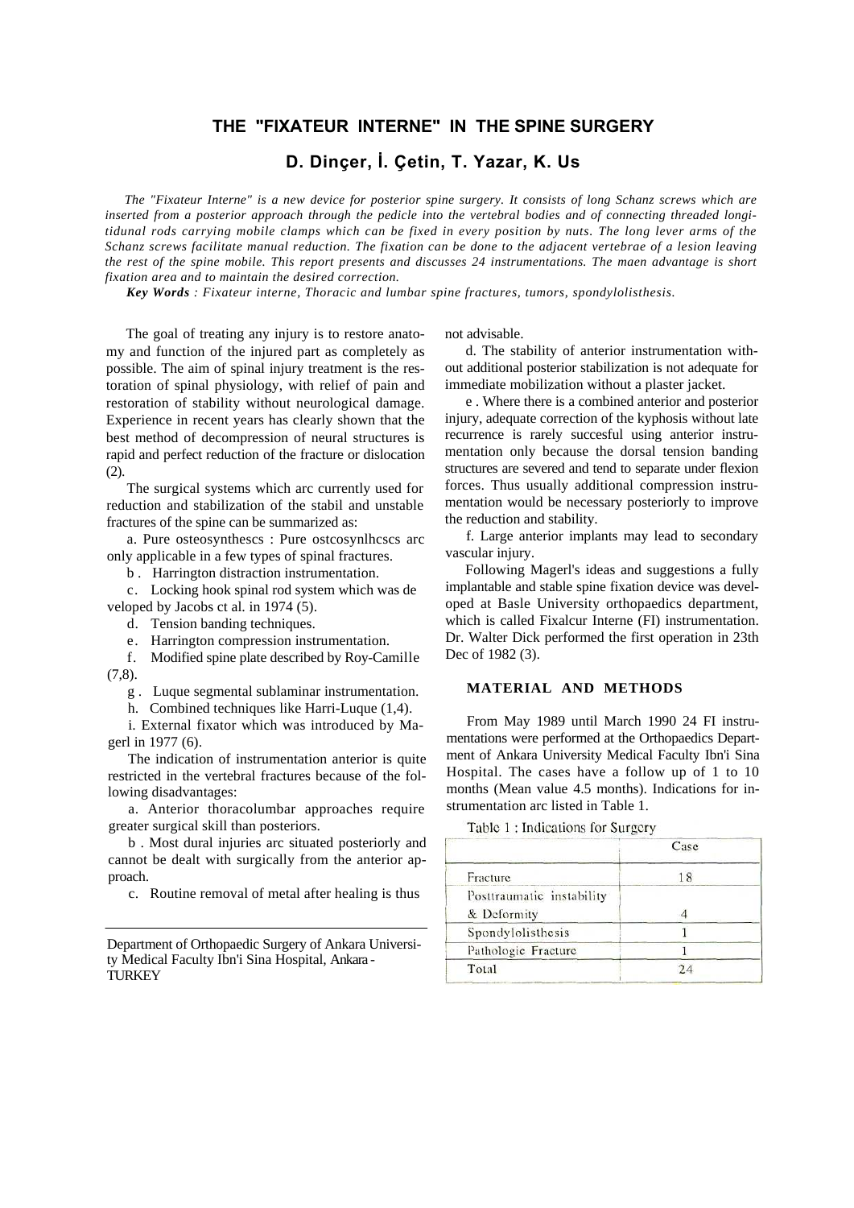# THE "FIXATEUR INTERNE" IN THE SPINE SURGERY

## D. Dinçer, İ. Çetin, T. Yazar, K. Us

*The "Fixateur Interne" is a new device for posterior spine surgery. It consists of long Schanz screws which are inserted from a posterior approach through the pedicle into the vertebral bodies and of connecting threaded longitudunal rods carrying mobile clamps which can be fixed in every position by nuts. The long lever arms of the Schanz screws facilitate manual reduction. The fixation can be done to the adjacent vertebrae of a lesion leaving the rest of the spine mobile. This report presents and discusses 24 instrumentations. The maen advantage is short fixation area and to maintain the desired correction.*

***Key Words** : Fixateur interne, Thoracic and lumbar spine fractures, tumors, spondylolisthesis.*

The goal of treating any injury is to restore anatomy and function of the injured part as completely as possible. The aim of spinal injury treatment is the restoration of spinal physiology, with relief of pain and restoration of stability without neurological damage. Experience in recent years has clearly shown that the best method of decompression of neural structures is rapid and perfect reduction of the fracture or dislocation (2).

The surgical systems which arc currently used for reduction and stabilization of the stabil and unstable fractures of the spine can be summarized as:

a. Pure osteosynthescs : Pure ostcosynlhcscs arc only applicable in a few types of spinal fractures.

b . Harrington distraction instrumentation.

c. Locking hook spinal rod system which was de veloped by Jacobs ct al. in 1974 (5).

d. Tension banding techniques.

e. Harrington compression instrumentation.

f. Modified spine plate described by Roy-Camille (7,8).

g . Luque segmental sublaminar instrumentation.

h. Combined techniques like Harri-Luque (1,4).

i. External fixator which was introduced by Magerl in 1977 (6).

The indication of instrumentation anterior is quite restricted in the vertebral fractures because of the following disadvantages:

a. Anterior thoracolumbar approaches require greater surgical skill than posteriors.

b . Most dural injuries arc situated posteriorly and cannot be dealt with surgically from the anterior approach.

c. Routine removal of metal after healing is thus not advisable.

d. The stability of anterior instrumentation without additional posterior stabilization is not adequate for immediate mobilization without a plaster jacket.

e . Where there is a combined anterior and posterior injury, adequate correction of the kyphosis without late recurrence is rarely succesful using anterior instrumentation only because the dorsal tension banding structures are severed and tend to separate under flexion forces. Thus usually additional compression instrumentation would be necessary posteriorly to improve the reduction and stability.

f. Large anterior implants may lead to secondary vascular injury.

Following Magerl's ideas and suggestions a fully implantable and stable spine fixation device was developed at Basle University orthopaedics department, which is called Fixalcur Interne (FI) instrumentation. Dr. Walter Dick performed the first operation in 23th Dec of 1982 (3).

### MATERIAL AND METHODS

From May 1989 until March 1990 24 FI instrumentations were performed at the Orthopaedics Department of Ankara University Medical Faculty Ibn'i Sina Hospital. The cases have a follow up of 1 to 10 months (Mean value 4.5 months). Indications for instrumentation arc listed in Table 1.

Table 1 : Indications for Surgery

| | Case |
|---|---|
| Fracture | 18 |
| Posttraumatic instability & Deformity | 4 |
| Spondylolisthesis | 1 |
| Pathologic Fracture | 1 |
| Total | 24 |

Department of Orthopaedic Surgery of Ankara University Medical Faculty Ibn'i Sina Hospital, Ankara - TURKEY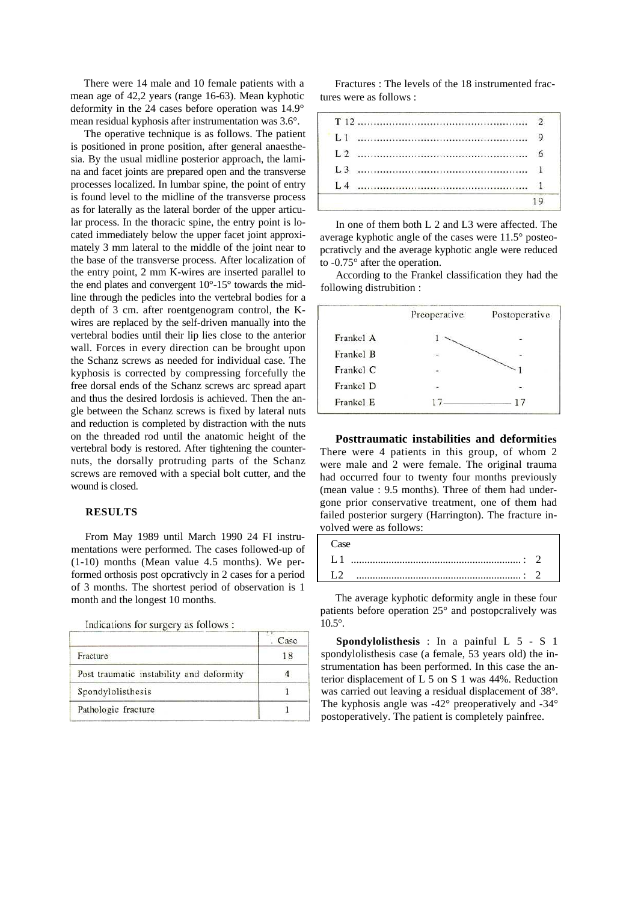There were 14 male and 10 female patients with a mean age of 42,2 years (range 16-63). Mean kyphotic deformity in the 24 cases before operation was 14.9° mean residual kyphosis after instrumentation was 3.6°.

The operative technique is as follows. The patient is positioned in prone position, after general anaesthesia. By the usual midline posterior approach, the lamina and facet joints are prepared open and the transverse processes localized. In lumbar spine, the point of entry is found level to the midline of the transverse process as for laterally as the lateral border of the upper articular process. In the thoracic spine, the entry point is located immediately below the upper facet joint approximately 3 mm lateral to the middle of the joint near to the base of the transverse process. After localization of the entry point, 2 mm K-wires are inserted parallel to the end plates and convergent 10°-15° towards the midline through the pedicles into the vertebral bodies for a depth of 3 cm. after roentgenogram control, the K-wires are replaced by the self-driven manually into the vertebral bodies until their lip lies close to the anterior wall. Forces in every direction can be brought upon the Schanz screws as needed for individual case. The kyphosis is corrected by compressing forcefully the free dorsal ends of the Schanz screws arc spread apart and thus the desired lordosis is achieved. Then the angle between the Schanz screws is fixed by lateral nuts and reduction is completed by distraction with the nuts on the threaded rod until the anatomic height of the vertebral body is restored. After tightening the counter-nuts, the dorsally protruding parts of the Schanz screws are removed with a special bolt cutter, and the wound is closed.

## RESULTS

From May 1989 until March 1990 24 FI instrumentations were performed. The cases followed-up of (1-10) months (Mean value 4.5 months). We performed orthosis post opcrativcly in 2 cases for a period of 3 months. The shortest period of observation is 1 month and the longest 10 months.

Indications for surgery as follows :

| | Case |
|---|---|
| Fracture | 18 |
| Post traumatic instability and deformity | 4 |
| Spondylolisthesis | 1 |
| Pathologic fracture | 1 |

Fractures : The levels of the 18 instrumented fractures were as follows :

| | |
|---|---|
| T 12 | 2 |
| L 1 | 9 |
| L 2 | 6 |
| L 3 | 1 |
| L 4 | 1 |
| | 19 |

In one of them both L 2 and L3 were affected. The average kyphotic angle of the cases were 11.5° posteopcrativcly and the average kyphotic angle were reduced to -0.75° after the operation.

According to the Frankel classification they had the following distrubition :

| | Preoperative | Postoperative |
|---|---|---|
| Frankel A | 1 | - |
| Frankel B | - | - |
| Frankel C | - | 1 |
| Frankel D | - | - |
| Frankel E | 17 | 17 |

**Posttraumatic instabilities and deformities** There were 4 patients in this group, of whom 2 were male and 2 were female. The original trauma had occurred four to twenty four months previously (mean value : 9.5 months). Three of them had undergone prior conservative treatment, one of them had failed posterior surgery (Harrington). The fracture involved were as follows:

| Case | |
|---|---|
| L 1 | 2 |
| L2 | 2 |

The average kyphotic deformity angle in these four patients before operation 25° and postopcralively was 10.5°.

**Spondylolisthesis** : In a painful L 5 - S 1 spondylolisthesis case (a female, 53 years old) the instrumentation has been performed. In this case the anterior displacement of L 5 on S 1 was 44%. Reduction was carried out leaving a residual displacement of 38°. The kyphosis angle was -42° preoperatively and -34° postoperatively. The patient is completely painfree.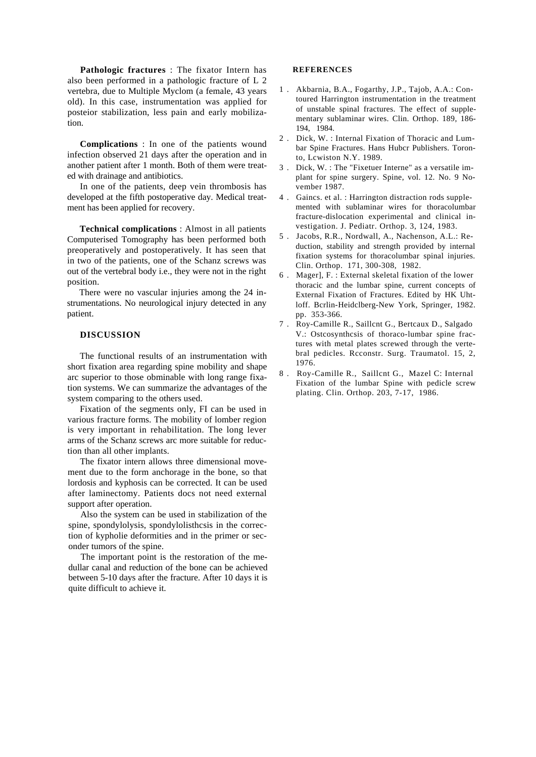**Pathologic fractures** : The fixator Intern has also been performed in a pathologic fracture of L 2 vertebra, due to Multiple Myclom (a female, 43 years old). In this case, instrumentation was applied for posteior stabilization, less pain and early mobilization.

**Complications** : In one of the patients wound infection observed 21 days after the operation and in another patient after 1 month. Both of them were treated with drainage and antibiotics.

In one of the patients, deep vein thrombosis has developed at the fifth postoperative day. Medical treatment has been applied for recovery.

**Technical complications** : Almost in all patients Computerised Tomography has been performed both preoperatively and postoperatively. It has seen that in two of the patients, one of the Schanz screws was out of the vertebral body i.e., they were not in the right position.

There were no vascular injuries among the 24 instrumentations. No neurological injury detected in any patient.

## DISCUSSION

The functional results of an instrumentation with short fixation area regarding spine mobility and shape arc superior to those obminable with long range fixation systems. We can summarize the advantages of the system comparing to the others used.

Fixation of the segments only, FI can be used in various fracture forms. The mobility of lomber region is very important in rehabilitation. The long lever arms of the Schanz screws arc more suitable for reduction than all other implants.

The fixator intern allows three dimensional movement due to the form anchorage in the bone, so that lordosis and kyphosis can be corrected. It can be used after laminectomy. Patients docs not need external support after operation.

Also the system can be used in stabilization of the spine, spondylolysis, spondylolisthcsis in the correction of kypholie deformities and in the primer or seconder tumors of the spine.

The important point is the restoration of the medullar canal and reduction of the bone can be achieved between 5-10 days after the fracture. After 10 days it is quite difficult to achieve it.

## REFERENCES

1. Akbarnia, B.A., Fogarthy, J.P., Tajob, A.A.: Contoured Harrington instrumentation in the treatment of unstable spinal fractures. The effect of supplementary sublaminar wires. Clin. Orthop. 189, 186-194, 1984.
2. Dick, W. : Internal Fixation of Thoracic and Lumbar Spine Fractures. Hans Hubcr Publishers. Toronto, Lcwiston N.Y. 1989.
3. Dick, W. : The "Fixetuer Interne" as a versatile implant for spine surgery. Spine, vol. 12. No. 9 November 1987.
4. Gaincs. et al. : Harrington distraction rods supplemented with sublaminar wires for thoracolumbar fracture-dislocation experimental and clinical investigation. J. Pediatr. Orthop. 3, 124, 1983.
5. Jacobs, R.R., Nordwall, A., Nachenson, A.L.: Reduction, stability and strength provided by internal fixation systems for thoracolumbar spinal injuries. Clin. Orthop. 171, 300-308, 1982.
6. Mager], F. : External skeletal fixation of the lower thoracic and the lumbar spine, current concepts of External Fixation of Fractures. Edited by HK Uhtloff. Bcrlin-Heidclberg-New York, Springer, 1982. pp. 353-366.
7. Roy-Camille R., Saillcnt G., Bertcaux D., Salgado V.: Ostcosynthcsis of thoraco-lumbar spine fractures with metal plates screwed through the vertebral pedicles. Rcconstr. Surg. Traumatol. 15, 2, 1976.
8. Roy-Camille R., Saillcnt G., Mazel C: Internal Fixation of the lumbar Spine with pedicle screw plating. Clin. Orthop. 203, 7-17, 1986.